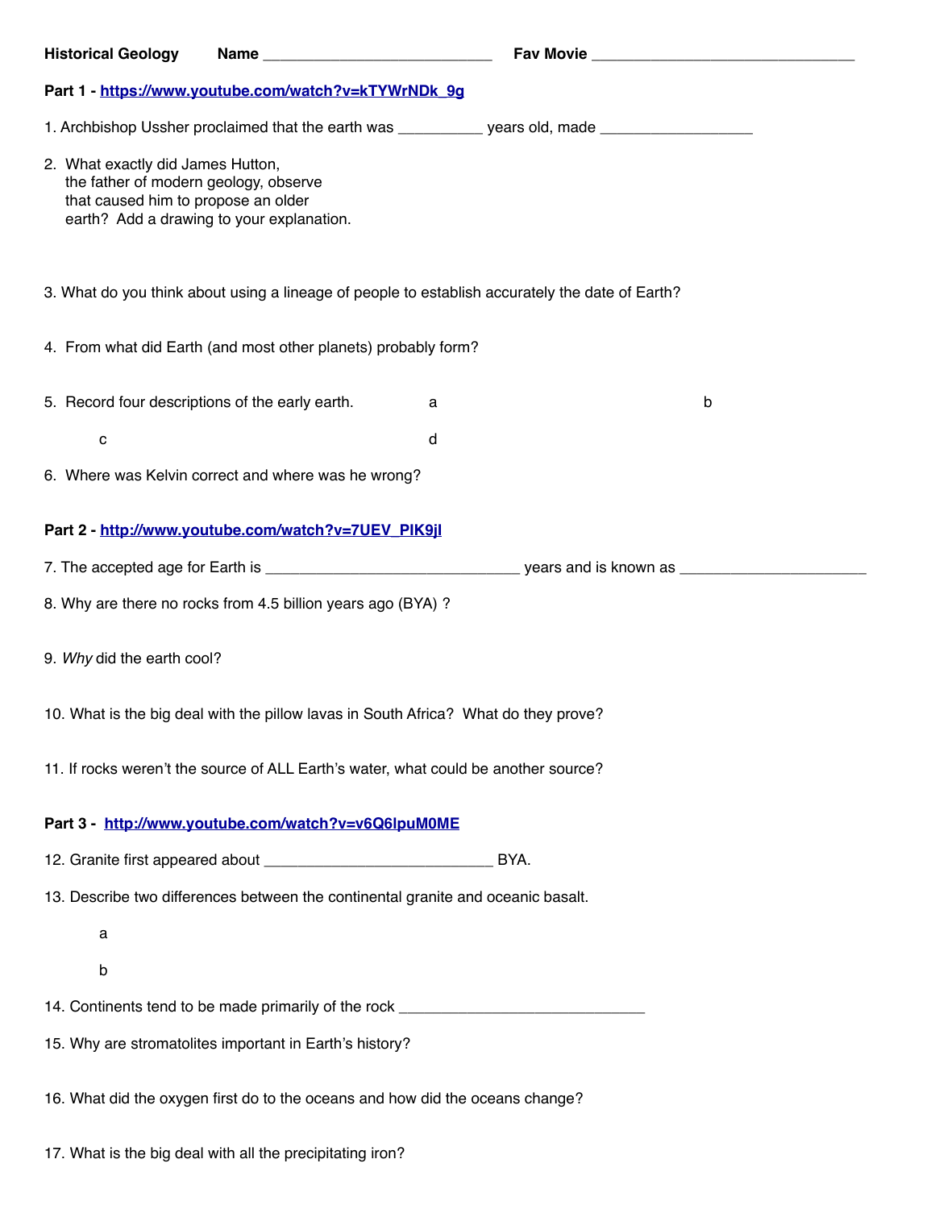**Historical Geology** **Name** ____________________________ **Fav Movie** ________________________________

**Part 1 - https://www.youtube.com/watch?v=kTYWrNDk_9g**

1. Archbishop Ussher proclaimed that the earth was __________ years old, made __________________

2. What exactly did James Hutton, the father of modern geology, observe that caused him to propose an older earth? Add a drawing to your explanation.

3. What do you think about using a lineage of people to establish accurately the date of Earth?

4. From what did Earth (and most other planets) probably form?

5. Record four descriptions of the early earth.

   a

   b

   c

   d

6. Where was Kelvin correct and where was he wrong?

**Part 2 - http://www.youtube.com/watch?v=7UEV_PIK9jI**

7. The accepted age for Earth is ______________________________ years and is known as ______________________

8. Why are there no rocks from 4.5 billion years ago (BYA) ?

9. *Why* did the earth cool?

10. What is the big deal with the pillow lavas in South Africa? What do they prove?

11. If rocks weren't the source of ALL Earth's water, what could be another source?

**Part 3 - http://www.youtube.com/watch?v=v6Q6lpuM0ME**

12. Granite first appeared about ___________________________ BYA.

13. Describe two differences between the continental granite and oceanic basalt.

    a

    b

14. Continents tend to be made primarily of the rock _____________________________

15. Why are stromatolites important in Earth's history?

16. What did the oxygen first do to the oceans and how did the oceans change?

17. What is the big deal with all the precipitating iron?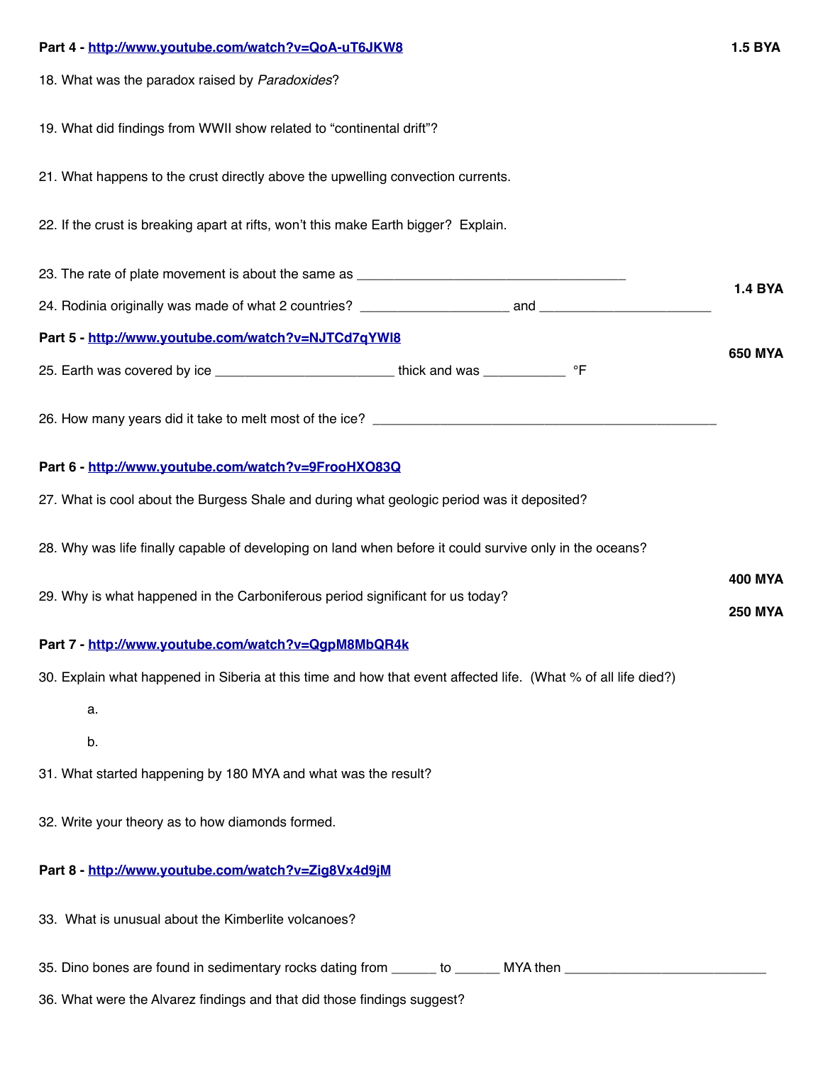**Part 4 - http://www.youtube.com/watch?v=QoA-uT6JKW8** **1.5 BYA**

18. What was the paradox raised by *Paradoxides*?

19. What did findings from WWII show related to "continental drift"?

21. What happens to the crust directly above the upwelling convection currents.

22. If the crust is breaking apart at rifts, won't this make Earth bigger? Explain.

23. The rate of plate movement is about the same as ______________________________________

**1.4 BYA**

24. Rodinia originally was made of what 2 countries? ____________________ and ________________________

**Part 5 - http://www.youtube.com/watch?v=NJTCd7qYWI8**

**650 MYA**

25. Earth was covered by ice ________________________ thick and was ___________ °F

26. How many years did it take to melt most of the ice? ________________________________________________

**Part 6 - http://www.youtube.com/watch?v=9FrooHXO83Q**

27. What is cool about the Burgess Shale and during what geologic period was it deposited?

28. Why was life finally capable of developing on land when before it could survive only in the oceans?

**400 MYA**

29. Why is what happened in the Carboniferous period significant for us today?

**250 MYA**

**Part 7 - http://www.youtube.com/watch?v=QgpM8MbQR4k**

30. Explain what happened in Siberia at this time and how that event affected life. (What % of all life died?)

   a.

   b.

31. What started happening by 180 MYA and what was the result?

32. Write your theory as to how diamonds formed.

**Part 8 - http://www.youtube.com/watch?v=Zig8Vx4d9jM**

33. What is unusual about the Kimberlite volcanoes?

35. Dino bones are found in sedimentary rocks dating from ______ to ______ MYA then ____________________________

36. What were the Alvarez findings and that did those findings suggest?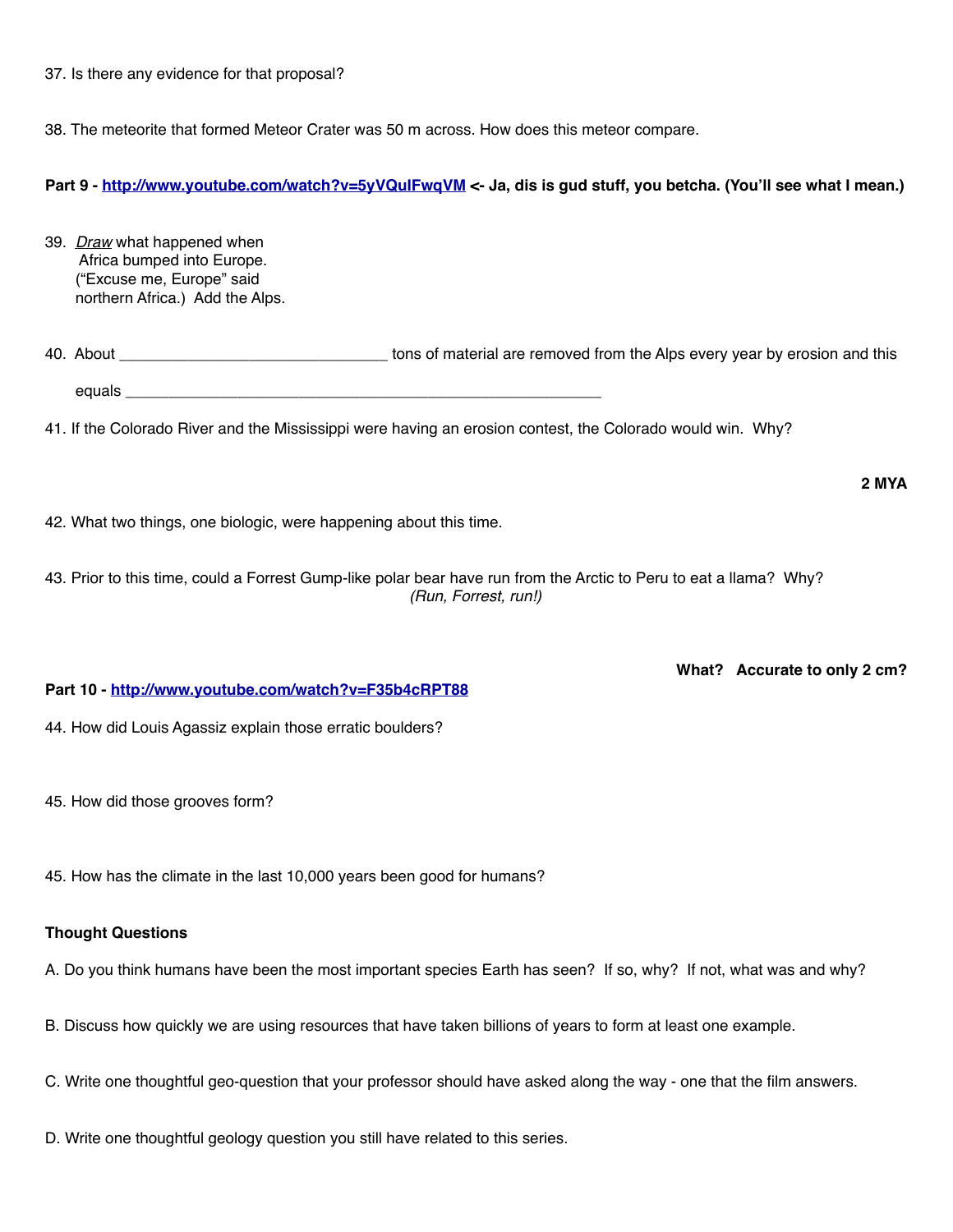37. Is there any evidence for that proposal?

38. The meteorite that formed Meteor Crater was 50 m across. How does this meteor compare.

**Part 9 - [http://www.youtube.com/watch?v=5yVQuIFwqVM](http://www.youtube.com/watch?v=5yVQuIFwqVM) <- Ja, dis is gud stuff, you betcha. (You'll see what I mean.)**

39. *Draw* what happened when Africa bumped into Europe. ("Excuse me, Europe" said northern Africa.) Add the Alps.

40. About ______________________________ tons of material are removed from the Alps every year by erosion and this equals _____________________________________________________

41. If the Colorado River and the Mississippi were having an erosion contest, the Colorado would win. Why?

**2 MYA**

42. What two things, one biologic, were happening about this time.

43. Prior to this time, could a Forrest Gump-like polar bear have run from the Arctic to Peru to eat a llama? Why?
*(Run, Forrest, run!)*

**What? Accurate to only 2 cm?**

**Part 10 - [http://www.youtube.com/watch?v=F35b4cRPT88](http://www.youtube.com/watch?v=F35b4cRPT88)**

44. How did Louis Agassiz explain those erratic boulders?

45. How did those grooves form?

45. How has the climate in the last 10,000 years been good for humans?

**Thought Questions**

A. Do you think humans have been the most important species Earth has seen? If so, why? If not, what was and why?

B. Discuss how quickly we are using resources that have taken billions of years to form at least one example.

C. Write one thoughtful geo-question that your professor should have asked along the way - one that the film answers.

D. Write one thoughtful geology question you still have related to this series.